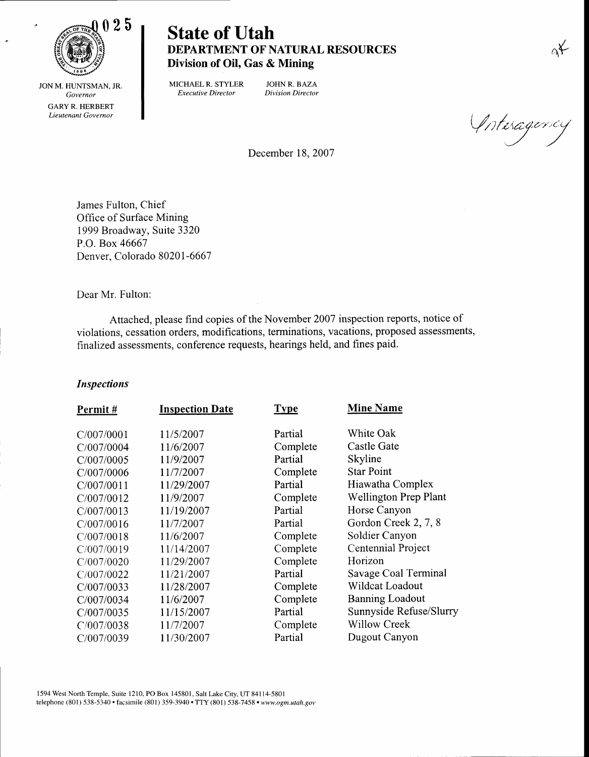0025

# State of Utah
## DEPARTMENT OF NATURAL RESOURCES
**Division of Oil, Gas & Mining**

JON M. HUNTSMAN, JR.
*Governor*

GARY R. HERBERT
*Lieutenant Governor*

MICHAEL R. STYLER
*Executive Director*

JOHN R. BAZA
*Division Director*

Interagency

December 18, 2007

James Fulton, Chief
Office of Surface Mining
1999 Broadway, Suite 3320
P.O. Box 46667
Denver, Colorado 80201-6667

Dear Mr. Fulton:

Attached, please find copies of the November 2007 inspection reports, notice of violations, cessation orders, modifications, terminations, vacations, proposed assessments, finalized assessments, conference requests, hearings held, and fines paid.

### *Inspections*

| Permit # | Inspection Date | Type | Mine Name |
|---|---|---|---|
| C/007/0001 | 11/5/2007 | Partial | White Oak |
| C/007/0004 | 11/6/2007 | Complete | Castle Gate |
| C/007/0005 | 11/9/2007 | Partial | Skyline |
| C/007/0006 | 11/7/2007 | Complete | Star Point |
| C/007/0011 | 11/29/2007 | Partial | Hiawatha Complex |
| C/007/0012 | 11/9/2007 | Complete | Wellington Prep Plant |
| C/007/0013 | 11/19/2007 | Partial | Horse Canyon |
| C/007/0016 | 11/7/2007 | Partial | Gordon Creek 2, 7, 8 |
| C/007/0018 | 11/6/2007 | Complete | Soldier Canyon |
| C/007/0019 | 11/14/2007 | Complete | Centennial Project |
| C/007/0020 | 11/29/2007 | Complete | Horizon |
| C/007/0022 | 11/21/2007 | Partial | Savage Coal Terminal |
| C/007/0033 | 11/28/2007 | Complete | Wildcat Loadout |
| C/007/0034 | 11/6/2007 | Complete | Banning Loadout |
| C/007/0035 | 11/15/2007 | Partial | Sunnyside Refuse/Slurry |
| C/007/0038 | 11/7/2007 | Complete | Willow Creek |
| C/007/0039 | 11/30/2007 | Partial | Dugout Canyon |

1594 West North Temple, Suite 1210, PO Box 145801, Salt Lake City, UT 84114-5801
telephone (801) 538-5340 • facsimile (801) 359-3940 • TTY (801) 538-7458 • *www.ogm.utah.gov*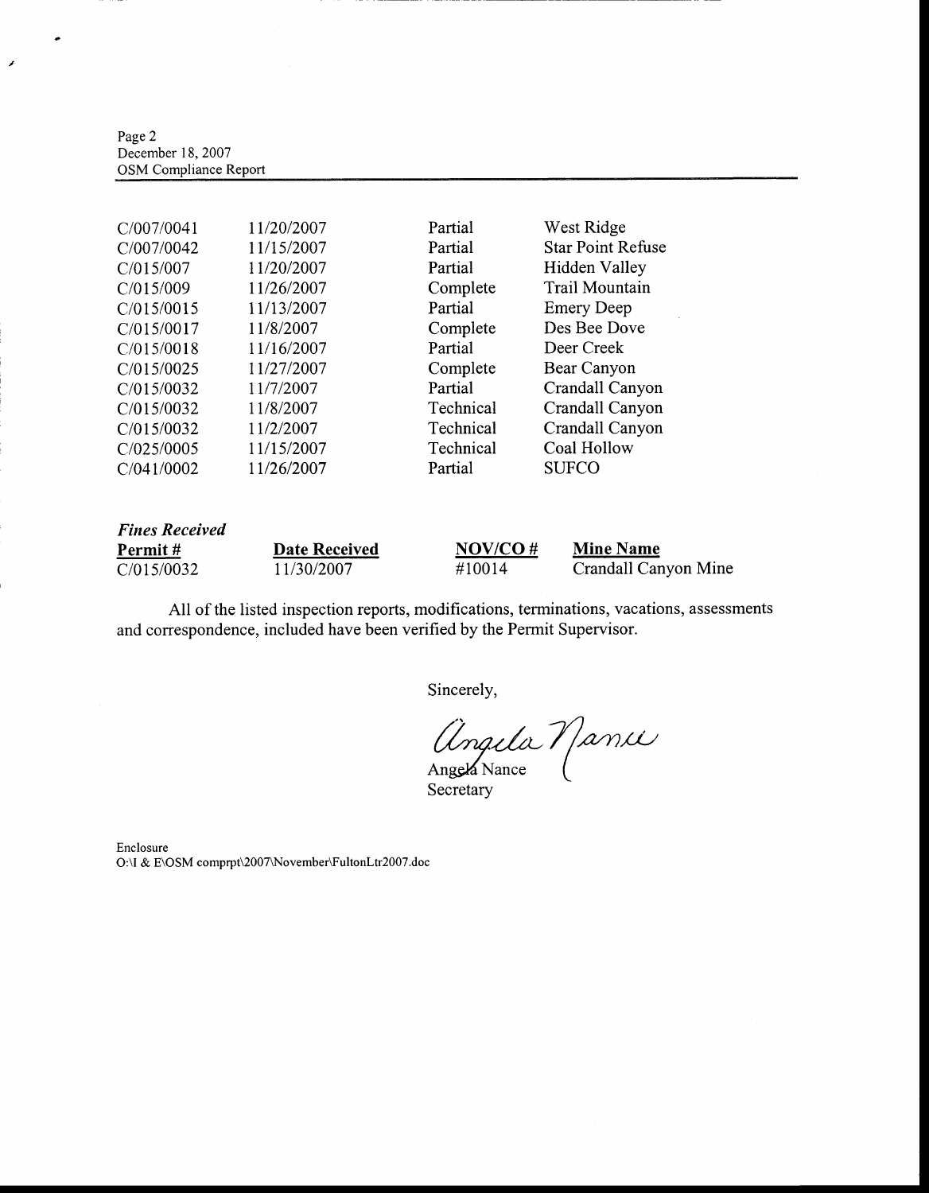| | | | |
|---|---|---|---|
| C/007/0041 | 11/20/2007 | Partial | West Ridge |
| C/007/0042 | 11/15/2007 | Partial | Star Point Refuse |
| C/015/007 | 11/20/2007 | Partial | Hidden Valley |
| C/015/009 | 11/26/2007 | Complete | Trail Mountain |
| C/015/0015 | 11/13/2007 | Partial | Emery Deep |
| C/015/0017 | 11/8/2007 | Complete | Des Bee Dove |
| C/015/0018 | 11/16/2007 | Partial | Deer Creek |
| C/015/0025 | 11/27/2007 | Complete | Bear Canyon |
| C/015/0032 | 11/7/2007 | Partial | Crandall Canyon |
| C/015/0032 | 11/8/2007 | Technical | Crandall Canyon |
| C/015/0032 | 11/2/2007 | Technical | Crandall Canyon |
| C/025/0005 | 11/15/2007 | Technical | Coal Hollow |
| C/041/0002 | 11/26/2007 | Partial | SUFCO |

***Fines Received***

| Permit # | Date Received | NOV/CO # | Mine Name |
|---|---|---|---|
| C/015/0032 | 11/30/2007 | #10014 | Crandall Canyon Mine |

All of the listed inspection reports, modifications, terminations, vacations, assessments and correspondence, included have been verified by the Permit Supervisor.

Sincerely,

Angela Nance
Secretary

Enclosure
O:\I & E\OSM comprpt\2007\November\FultonLtr2007.doc